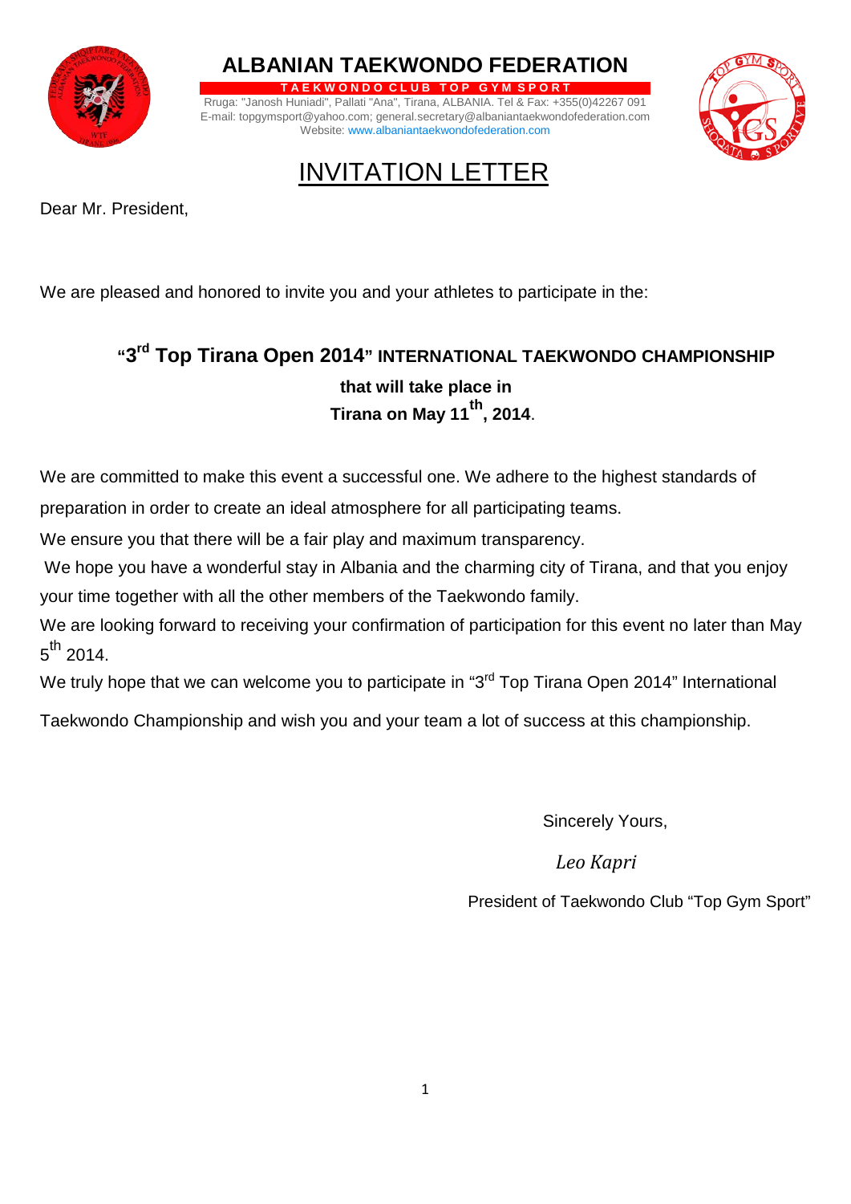# ALBANIAN TAEKWONDO FEDERATION

**TAEKWONDO CLUB TOP GYM SPORT**

Rruga: "Janosh Huniadi", Pallati "Ana", Tirana, ALBANIA. Tel & Fax: +355(0)42267 091
E-mail: topgymsport@yahoo.com; general.secretary@albaniantaekwondofederation.com
Website: www.albaniantaekwondofederation.com

## INVITATION LETTER

Dear Mr. President,

We are pleased and honored to invite you and your athletes to participate in the:

**"3rd Top Tirana Open 2014" INTERNATIONAL TAEKWONDO CHAMPIONSHIP**

**that will take place in**
**Tirana on May 11th, 2014.**

We are committed to make this event a successful one. We adhere to the highest standards of preparation in order to create an ideal atmosphere for all participating teams.

We ensure you that there will be a fair play and maximum transparency.

We hope you have a wonderful stay in Albania and the charming city of Tirana, and that you enjoy your time together with all the other members of the Taekwondo family.

We are looking forward to receiving your confirmation of participation for this event no later than May 5th 2014.

We truly hope that we can welcome you to participate in "3rd Top Tirana Open 2014" International Taekwondo Championship and wish you and your team a lot of success at this championship.

Sincerely Yours,

*Leo Kapri*

President of Taekwondo Club "Top Gym Sport"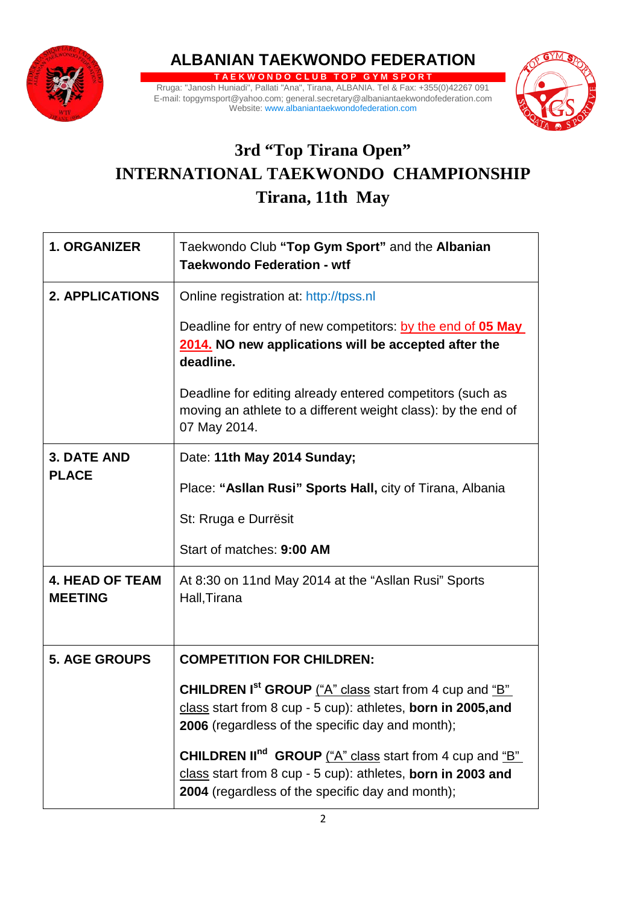# ALBANIAN TAEKWONDO FEDERATION

**TAEKWONDO CLUB TOP GYM SPORT**

Rruga: "Janosh Huniadi", Pallati "Ana", Tirana, ALBANIA. Tel & Fax: +355(0)42267 091
E-mail: topgymsport@yahoo.com; general.secretary@albaniantaekwondofederation.com
Website: www.albaniantaekwondofederation.com

# 3rd "Top Tirana Open"
# INTERNATIONAL TAEKWONDO CHAMPIONSHIP
# Tirana, 11th May

| | |
|---|---|
| **1. ORGANIZER** | Taekwondo Club **"Top Gym Sport"** and the **Albanian Taekwondo Federation - wtf** |
| **2. APPLICATIONS** | Online registration at: http://tpss.nl<br><br>Deadline for entry of new competitors: by the end of **05 May 2014.** **NO new applications will be accepted after the deadline.**<br><br>Deadline for editing already entered competitors (such as moving an athlete to a different weight class): by the end of 07 May 2014. |
| **3. DATE AND PLACE** | Date: **11th May 2014 Sunday;**<br><br>Place: **"Asllan Rusi" Sports Hall,** city of Tirana, Albania<br><br>St: Rruga e Durrësit<br><br>Start of matches: **9:00 AM** |
| **4. HEAD OF TEAM MEETING** | At 8:30 on 11nd May 2014 at the "Asllan Rusi" Sports Hall,Tirana |
| **5. AGE GROUPS** | **COMPETITION FOR CHILDREN:**<br><br>**CHILDREN I$^{st}$ GROUP** ("A" class start from 4 cup and "B" class start from 8 cup - 5 cup): athletes, **born in 2005,and 2006** (regardless of the specific day and month);<br><br>**CHILDREN II$^{nd}$ GROUP** ("A" class start from 4 cup and "B" class start from 8 cup - 5 cup): athletes, **born in 2003 and 2004** (regardless of the specific day and month); |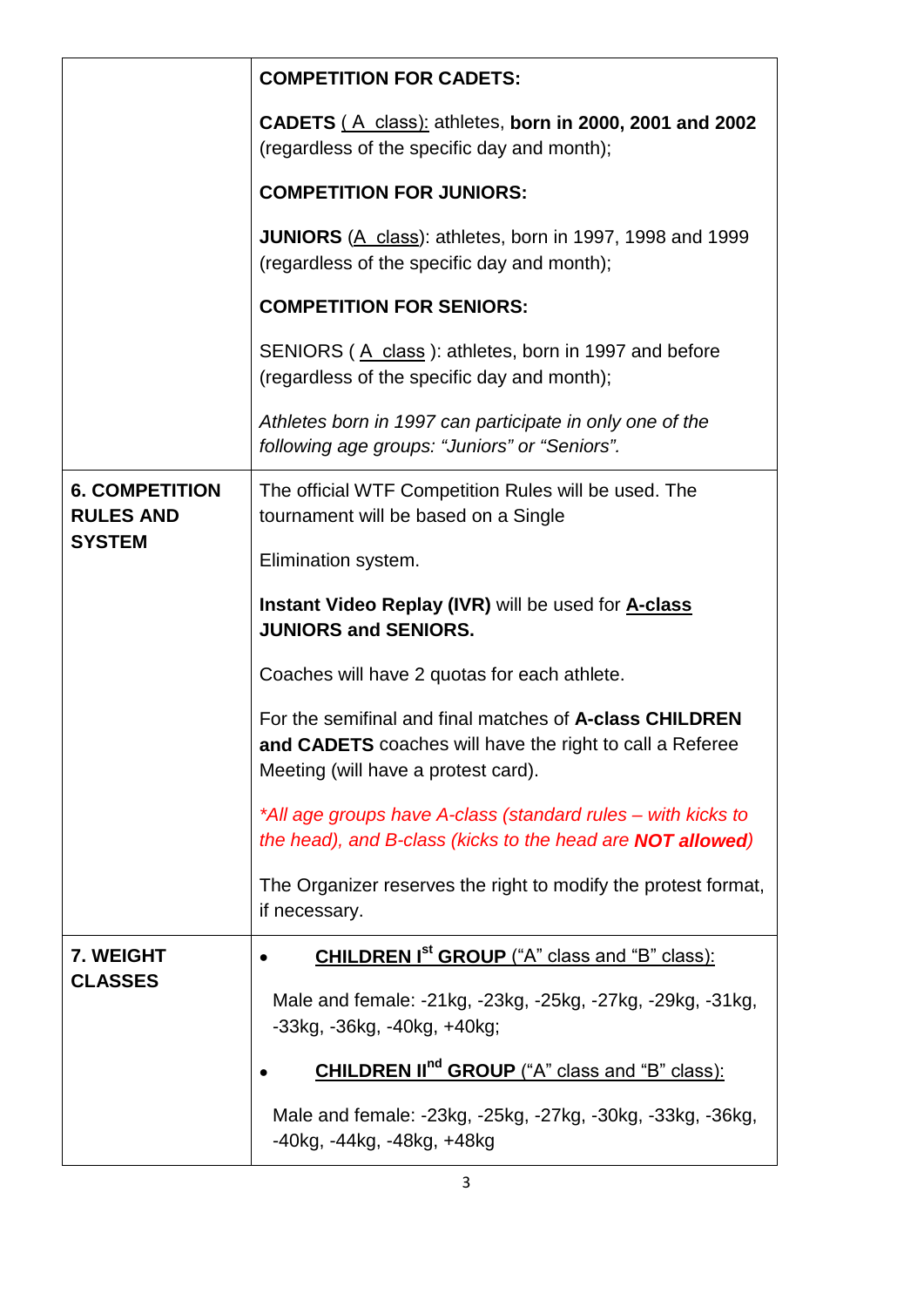| | |
|---|---|
| | **COMPETITION FOR CADETS:**<br><br>**CADETS** ( A class): athletes, **born in 2000, 2001 and 2002** (regardless of the specific day and month);<br><br>**COMPETITION FOR JUNIORS:**<br><br>**JUNIORS** (A class): athletes, born in 1997, 1998 and 1999 (regardless of the specific day and month);<br><br>**COMPETITION FOR SENIORS:**<br><br>SENIORS ( A class ): athletes, born in 1997 and before (regardless of the specific day and month);<br><br>*Athletes born in 1997 can participate in only one of the following age groups: "Juniors" or "Seniors".* |
| **6. COMPETITION RULES AND SYSTEM** | The official WTF Competition Rules will be used. The tournament will be based on a Single<br><br>Elimination system.<br><br>**Instant Video Replay (IVR)** will be used for **A-class JUNIORS and SENIORS.**<br><br>Coaches will have 2 quotas for each athlete.<br><br>For the semifinal and final matches of **A-class CHILDREN and CADETS** coaches will have the right to call a Referee Meeting (will have a protest card).<br><br>*\*All age groups have A-class (standard rules – with kicks to the head), and B-class (kicks to the head are **NOT allowed**)*<br><br>The Organizer reserves the right to modify the protest format, if necessary. |
| **7. WEIGHT CLASSES** | • **CHILDREN I[st] GROUP** ("A" class and "B" class):<br><br>Male and female: -21kg, -23kg, -25kg, -27kg, -29kg, -31kg, -33kg, -36kg, -40kg, +40kg;<br><br>• **CHILDREN II[nd] GROUP** ("A" class and "B" class):<br><br>Male and female: -23kg, -25kg, -27kg, -30kg, -33kg, -36kg, -40kg, -44kg, -48kg, +48kg |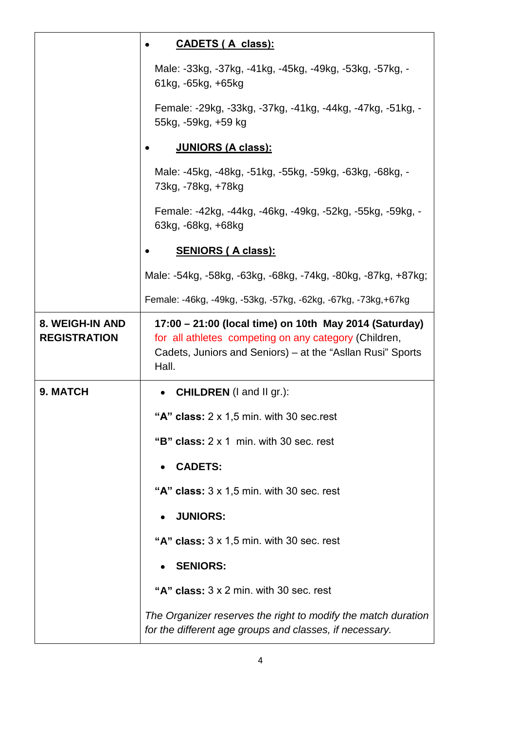| | |
|---|---|
| | • **CADETS ( A class):**<br><br>Male: -33kg, -37kg, -41kg, -45kg, -49kg, -53kg, -57kg, -61kg, -65kg, +65kg<br><br>Female: -29kg, -33kg, -37kg, -41kg, -44kg, -47kg, -51kg, -55kg, -59kg, +59 kg<br><br>• **JUNIORS (A class):**<br><br>Male: -45kg, -48kg, -51kg, -55kg, -59kg, -63kg, -68kg, -73kg, -78kg, +78kg<br><br>Female: -42kg, -44kg, -46kg, -49kg, -52kg, -55kg, -59kg, -63kg, -68kg, +68kg<br><br>• **SENIORS ( A class):**<br><br>Male: -54kg, -58kg, -63kg, -68kg, -74kg, -80kg, -87kg, +87kg;<br><br>Female: -46kg, -49kg, -53kg, -57kg, -62kg, -67kg, -73kg,+67kg |
| **8. WEIGH-IN AND REGISTRATION** | **17:00 – 21:00 (local time) on 10th May 2014 (Saturday)** for all athletes competing on any category (Children, Cadets, Juniors and Seniors) – at the "Asllan Rusi" Sports Hall. |
| **9. MATCH** | • **CHILDREN** (I and II gr.):<br><br>**"A" class:** 2 x 1,5 min. with 30 sec.rest<br><br>**"B" class:** 2 x 1 min. with 30 sec. rest<br><br>• **CADETS:**<br><br>**"A" class:** 3 x 1,5 min. with 30 sec. rest<br><br>• **JUNIORS:**<br><br>**"A" class:** 3 x 1,5 min. with 30 sec. rest<br><br>• **SENIORS:**<br><br>**"A" class:** 3 x 2 min. with 30 sec. rest<br><br>*The Organizer reserves the right to modify the match duration for the different age groups and classes, if necessary.* |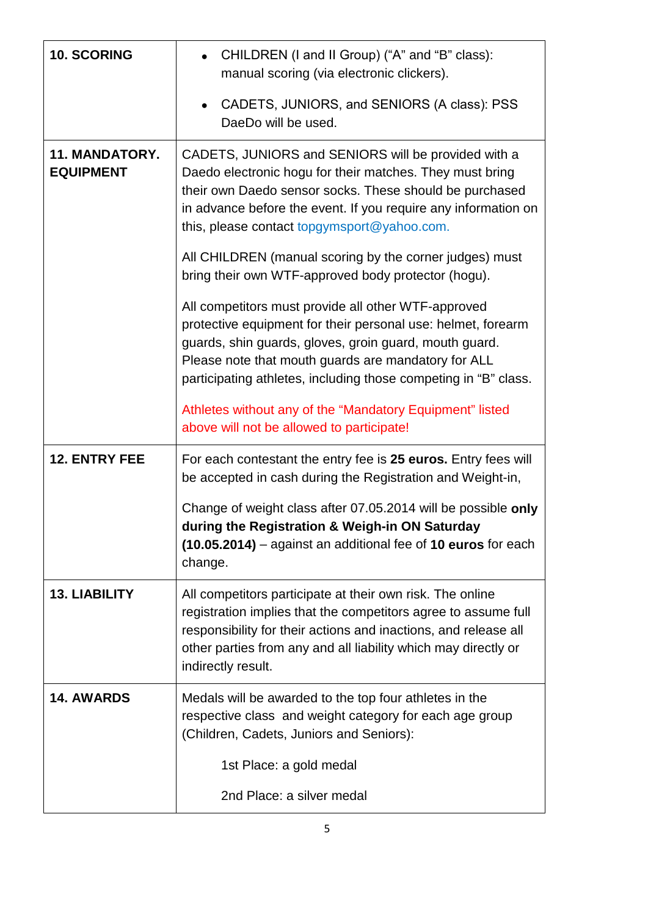| | |
|---|---|
| **10. SCORING** | • CHILDREN (I and II Group) ("A" and "B" class): manual scoring (via electronic clickers).<br><br>• CADETS, JUNIORS, and SENIORS (A class): PSS DaeDo will be used. |
| **11. MANDATORY. EQUIPMENT** | CADETS, JUNIORS and SENIORS will be provided with a Daedo electronic hogu for their matches. They must bring their own Daedo sensor socks. These should be purchased in advance before the event. If you require any information on this, please contact topgymsport@yahoo.com.<br><br>All CHILDREN (manual scoring by the corner judges) must bring their own WTF-approved body protector (hogu).<br><br>All competitors must provide all other WTF-approved protective equipment for their personal use: helmet, forearm guards, shin guards, gloves, groin guard, mouth guard. Please note that mouth guards are mandatory for ALL participating athletes, including those competing in "B" class.<br><br>Athletes without any of the "Mandatory Equipment" listed above will not be allowed to participate! |
| **12. ENTRY FEE** | For each contestant the entry fee is **25 euros.** Entry fees will be accepted in cash during the Registration and Weight-in,<br><br>Change of weight class after 07.05.2014 will be possible **only during the Registration & Weigh-in ON Saturday (10.05.2014)** – against an additional fee of **10 euros** for each change. |
| **13. LIABILITY** | All competitors participate at their own risk. The online registration implies that the competitors agree to assume full responsibility for their actions and inactions, and release all other parties from any and all liability which may directly or indirectly result. |
| **14. AWARDS** | Medals will be awarded to the top four athletes in the respective class and weight category for each age group (Children, Cadets, Juniors and Seniors):<br><br>1st Place: a gold medal<br><br>2nd Place: a silver medal |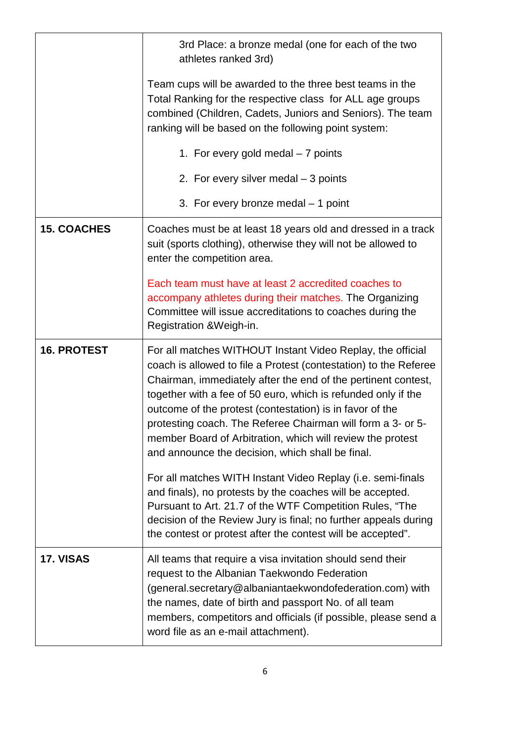| | |
|---|---|
| | 3rd Place: a bronze medal (one for each of the two athletes ranked 3rd)<br><br>Team cups will be awarded to the three best teams in the Total Ranking for the respective class for ALL age groups combined (Children, Cadets, Juniors and Seniors). The team ranking will be based on the following point system:<br><br>1. For every gold medal – 7 points<br>2. For every silver medal – 3 points<br>3. For every bronze medal – 1 point |
| **15. COACHES** | Coaches must be at least 18 years old and dressed in a track suit (sports clothing), otherwise they will not be allowed to enter the competition area.<br><br>Each team must have at least 2 accredited coaches to accompany athletes during their matches. The Organizing Committee will issue accreditations to coaches during the Registration &Weigh-in. |
| **16. PROTEST** | For all matches WITHOUT Instant Video Replay, the official coach is allowed to file a Protest (contestation) to the Referee Chairman, immediately after the end of the pertinent contest, together with a fee of 50 euro, which is refunded only if the outcome of the protest (contestation) is in favor of the protesting coach. The Referee Chairman will form a 3- or 5-member Board of Arbitration, which will review the protest and announce the decision, which shall be final.<br><br>For all matches WITH Instant Video Replay (i.e. semi-finals and finals), no protests by the coaches will be accepted. Pursuant to Art. 21.7 of the WTF Competition Rules, "The decision of the Review Jury is final; no further appeals during the contest or protest after the contest will be accepted". |
| **17. VISAS** | All teams that require a visa invitation should send their request to the Albanian Taekwondo Federation (general.secretary@albaniantaekwondofederation.com) with the names, date of birth and passport No. of all team members, competitors and officials (if possible, please send a word file as an e-mail attachment). |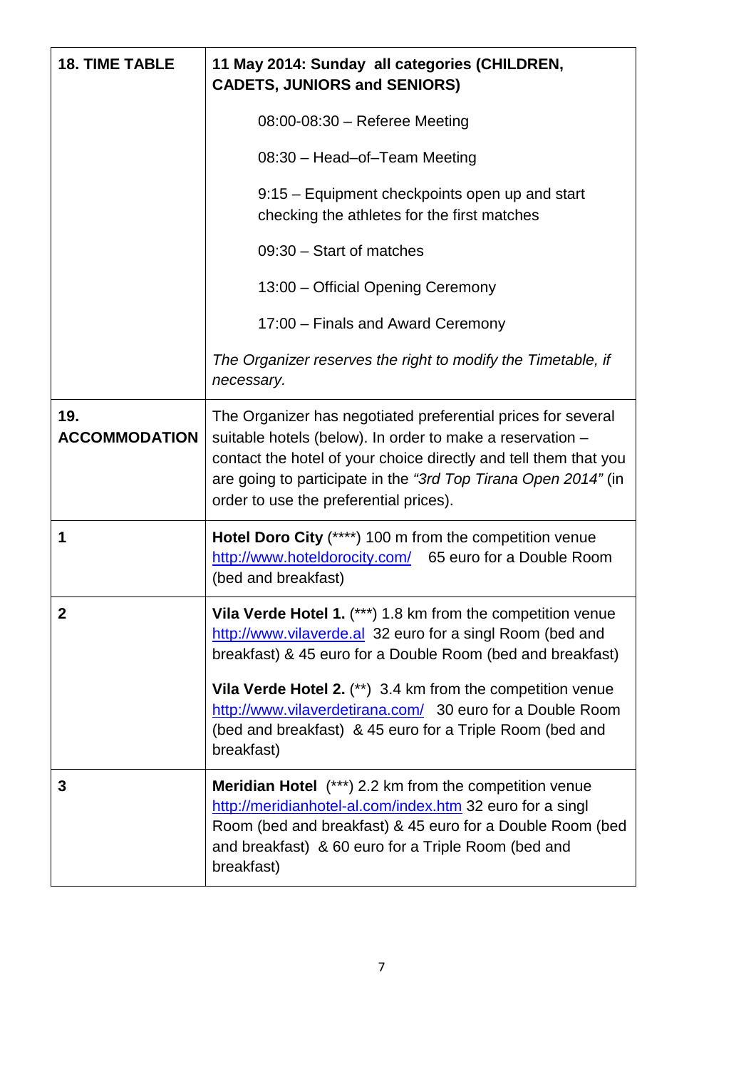| | |
|---|---|
| **18. TIME TABLE** | **11 May 2014: Sunday all categories (CHILDREN, CADETS, JUNIORS and SENIORS)**<br><br>08:00-08:30 – Referee Meeting<br><br>08:30 – Head–of–Team Meeting<br><br>9:15 – Equipment checkpoints open up and start checking the athletes for the first matches<br><br>09:30 – Start of matches<br><br>13:00 – Official Opening Ceremony<br><br>17:00 – Finals and Award Ceremony<br><br>*The Organizer reserves the right to modify the Timetable, if necessary.* |
| **19. ACCOMMODATION** | The Organizer has negotiated preferential prices for several suitable hotels (below). In order to make a reservation – contact the hotel of your choice directly and tell them that you are going to participate in the *"3rd Top Tirana Open 2014"* (in order to use the preferential prices). |
| **1** | **Hotel Doro City** (****) 100 m from the competition venue http://www.hoteldorocity.com/ 65 euro for a Double Room (bed and breakfast) |
| **2** | **Vila Verde Hotel 1.** (***) 1.8 km from the competition venue http://www.vilaverde.al 32 euro for a singl Room (bed and breakfast) & 45 euro for a Double Room (bed and breakfast)<br><br>**Vila Verde Hotel 2.** (**) 3.4 km from the competition venue http://www.vilaverdetirana.com/ 30 euro for a Double Room (bed and breakfast) & 45 euro for a Triple Room (bed and breakfast) |
| **3** | **Meridian Hotel** (***) 2.2 km from the competition venue http://meridianhotel-al.com/index.htm 32 euro for a singl Room (bed and breakfast) & 45 euro for a Double Room (bed and breakfast) & 60 euro for a Triple Room (bed and breakfast) |